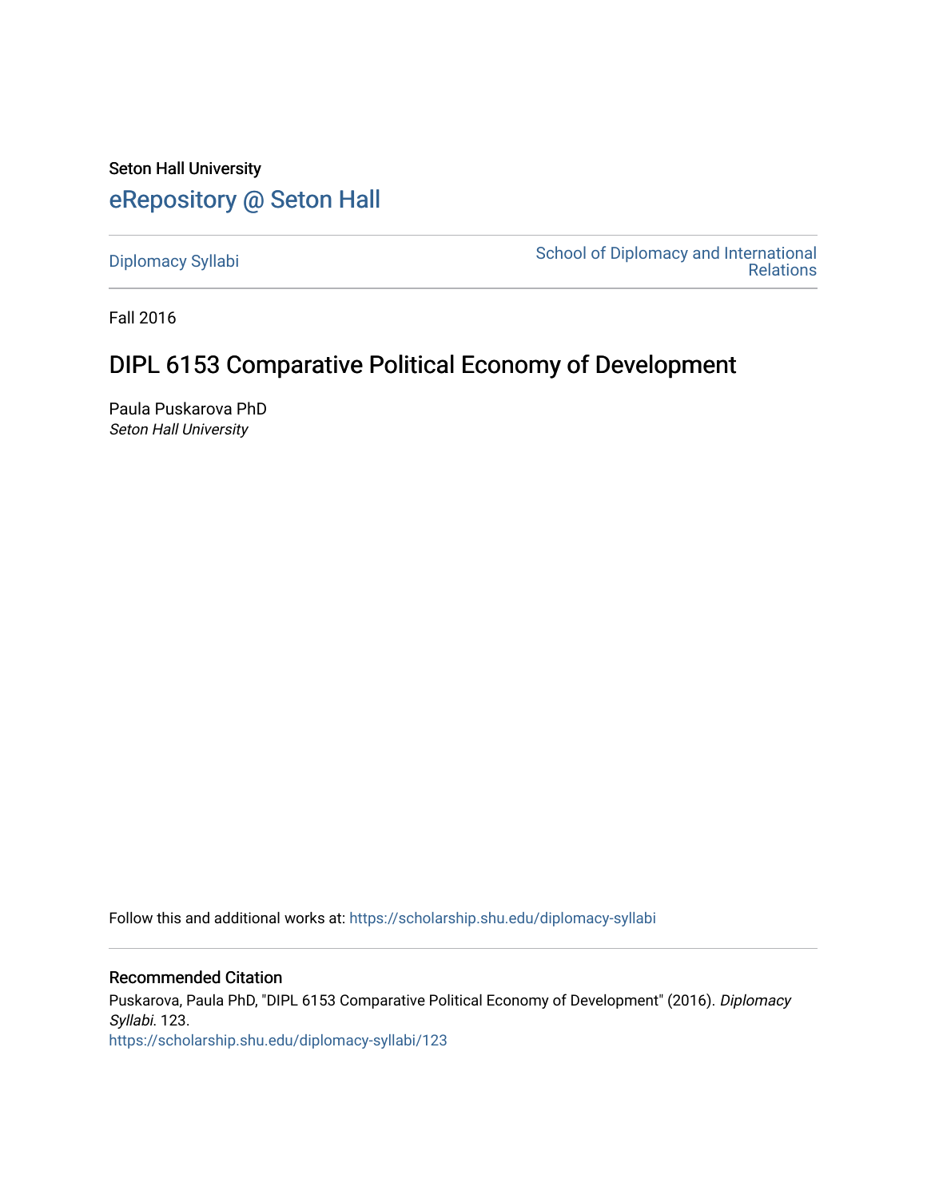Seton Hall University

# eRepository @ Seton Hall

Diplomacy Syllabi

School of Diplomacy and International Relations

Fall 2016

## DIPL 6153 Comparative Political Economy of Development

Paula Puskarova PhD
*Seton Hall University*

Follow this and additional works at: https://scholarship.shu.edu/diplomacy-syllabi

### Recommended Citation

Puskarova, Paula PhD, "DIPL 6153 Comparative Political Economy of Development" (2016). *Diplomacy Syllabi*. 123.
https://scholarship.shu.edu/diplomacy-syllabi/123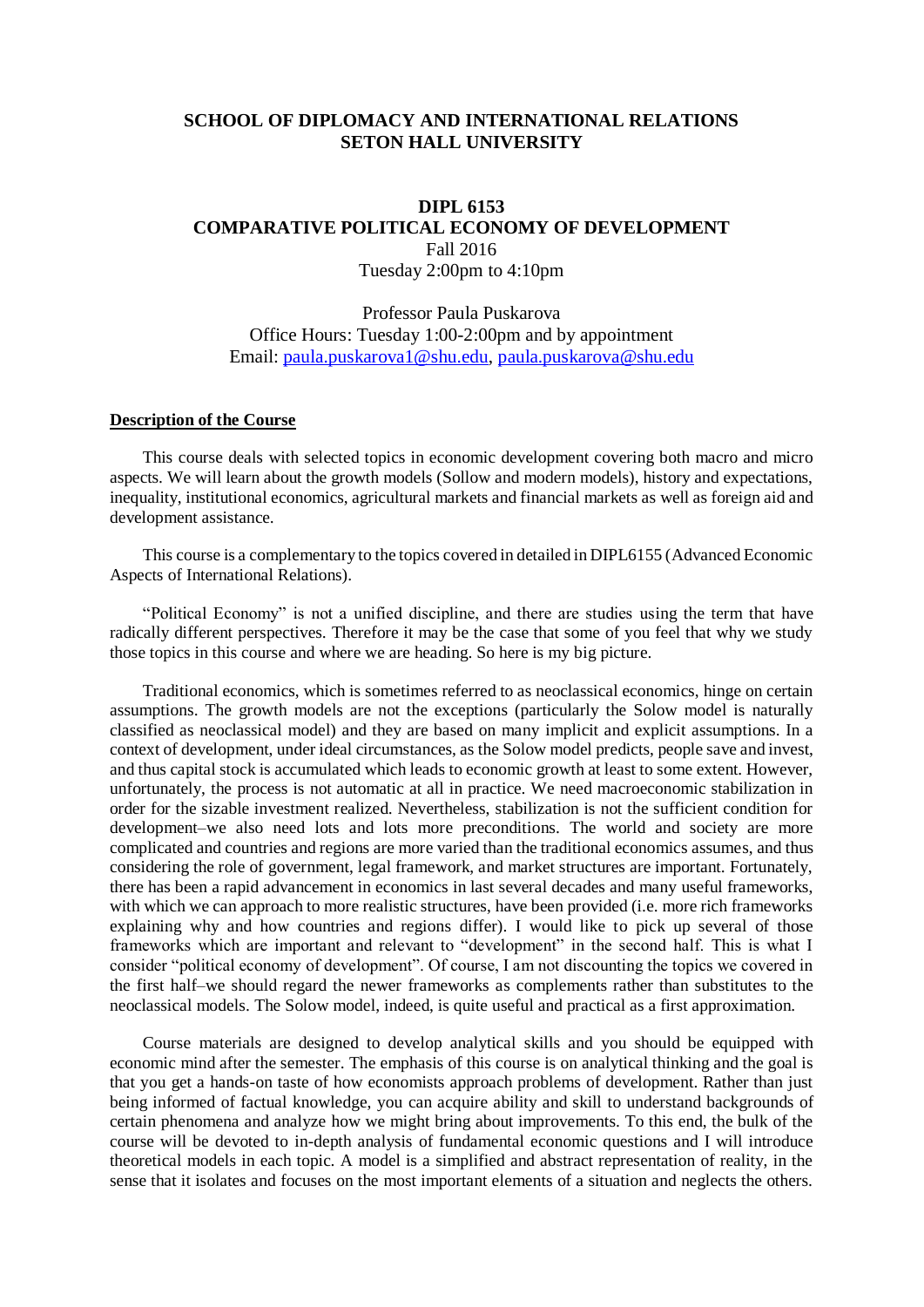**SCHOOL OF DIPLOMACY AND INTERNATIONAL RELATIONS**
**SETON HALL UNIVERSITY**

**DIPL 6153**
**COMPARATIVE POLITICAL ECONOMY OF DEVELOPMENT**
Fall 2016
Tuesday 2:00pm to 4:10pm

Professor Paula Puskarova
Office Hours: Tuesday 1:00-2:00pm and by appointment
Email: paula.puskarova1@shu.edu, paula.puskarova@shu.edu

## Description of the Course

This course deals with selected topics in economic development covering both macro and micro aspects. We will learn about the growth models (Sollow and modern models), history and expectations, inequality, institutional economics, agricultural markets and financial markets as well as foreign aid and development assistance.

This course is a complementary to the topics covered in detailed in DIPL6155 (Advanced Economic Aspects of International Relations).

"Political Economy" is not a unified discipline, and there are studies using the term that have radically different perspectives. Therefore it may be the case that some of you feel that why we study those topics in this course and where we are heading. So here is my big picture.

Traditional economics, which is sometimes referred to as neoclassical economics, hinge on certain assumptions. The growth models are not the exceptions (particularly the Solow model is naturally classified as neoclassical model) and they are based on many implicit and explicit assumptions. In a context of development, under ideal circumstances, as the Solow model predicts, people save and invest, and thus capital stock is accumulated which leads to economic growth at least to some extent. However, unfortunately, the process is not automatic at all in practice. We need macroeconomic stabilization in order for the sizable investment realized. Nevertheless, stabilization is not the sufficient condition for development–we also need lots and lots more preconditions. The world and society are more complicated and countries and regions are more varied than the traditional economics assumes, and thus considering the role of government, legal framework, and market structures are important. Fortunately, there has been a rapid advancement in economics in last several decades and many useful frameworks, with which we can approach to more realistic structures, have been provided (i.e. more rich frameworks explaining why and how countries and regions differ). I would like to pick up several of those frameworks which are important and relevant to "development" in the second half. This is what I consider "political economy of development". Of course, I am not discounting the topics we covered in the first half–we should regard the newer frameworks as complements rather than substitutes to the neoclassical models. The Solow model, indeed, is quite useful and practical as a first approximation.

Course materials are designed to develop analytical skills and you should be equipped with economic mind after the semester. The emphasis of this course is on analytical thinking and the goal is that you get a hands-on taste of how economists approach problems of development. Rather than just being informed of factual knowledge, you can acquire ability and skill to understand backgrounds of certain phenomena and analyze how we might bring about improvements. To this end, the bulk of the course will be devoted to in-depth analysis of fundamental economic questions and I will introduce theoretical models in each topic. A model is a simplified and abstract representation of reality, in the sense that it isolates and focuses on the most important elements of a situation and neglects the others.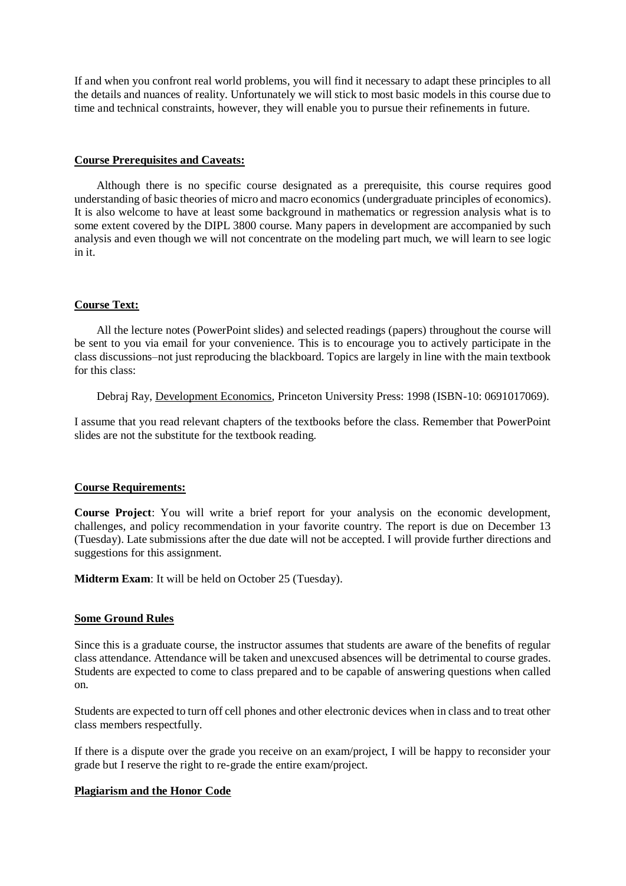If and when you confront real world problems, you will find it necessary to adapt these principles to all the details and nuances of reality. Unfortunately we will stick to most basic models in this course due to time and technical constraints, however, they will enable you to pursue their refinements in future.

**Course Prerequisites and Caveats:**

Although there is no specific course designated as a prerequisite, this course requires good understanding of basic theories of micro and macro economics (undergraduate principles of economics). It is also welcome to have at least some background in mathematics or regression analysis what is to some extent covered by the DIPL 3800 course. Many papers in development are accompanied by such analysis and even though we will not concentrate on the modeling part much, we will learn to see logic in it.

**Course Text:**

All the lecture notes (PowerPoint slides) and selected readings (papers) throughout the course will be sent to you via email for your convenience. This is to encourage you to actively participate in the class discussions–not just reproducing the blackboard. Topics are largely in line with the main textbook for this class:

Debraj Ray, Development Economics, Princeton University Press: 1998 (ISBN-10: 0691017069).

I assume that you read relevant chapters of the textbooks before the class. Remember that PowerPoint slides are not the substitute for the textbook reading.

**Course Requirements:**

**Course Project**: You will write a brief report for your analysis on the economic development, challenges, and policy recommendation in your favorite country. The report is due on December 13 (Tuesday). Late submissions after the due date will not be accepted. I will provide further directions and suggestions for this assignment.

**Midterm Exam**: It will be held on October 25 (Tuesday).

**Some Ground Rules**

Since this is a graduate course, the instructor assumes that students are aware of the benefits of regular class attendance. Attendance will be taken and unexcused absences will be detrimental to course grades. Students are expected to come to class prepared and to be capable of answering questions when called on.

Students are expected to turn off cell phones and other electronic devices when in class and to treat other class members respectfully.

If there is a dispute over the grade you receive on an exam/project, I will be happy to reconsider your grade but I reserve the right to re-grade the entire exam/project.

**Plagiarism and the Honor Code**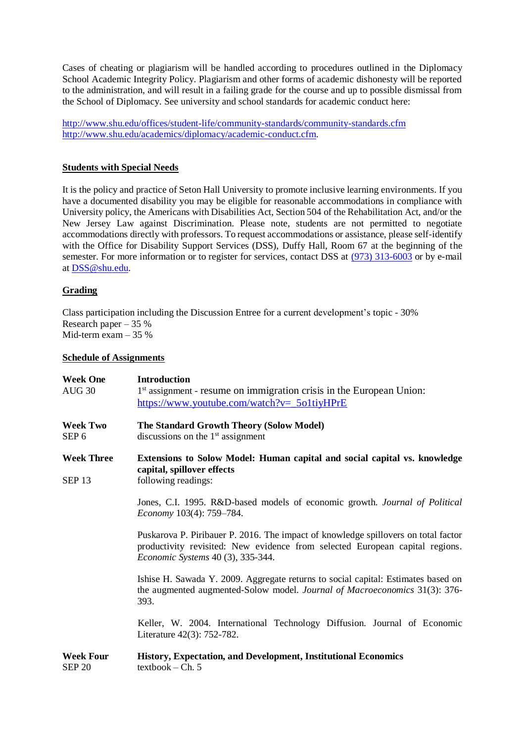Cases of cheating or plagiarism will be handled according to procedures outlined in the Diplomacy School Academic Integrity Policy. Plagiarism and other forms of academic dishonesty will be reported to the administration, and will result in a failing grade for the course and up to possible dismissal from the School of Diplomacy. See university and school standards for academic conduct here:

http://www.shu.edu/offices/student-life/community-standards/community-standards.cfm
http://www.shu.edu/academics/diplomacy/academic-conduct.cfm.

## Students with Special Needs

It is the policy and practice of Seton Hall University to promote inclusive learning environments. If you have a documented disability you may be eligible for reasonable accommodations in compliance with University policy, the Americans with Disabilities Act, Section 504 of the Rehabilitation Act, and/or the New Jersey Law against Discrimination. Please note, students are not permitted to negotiate accommodations directly with professors. To request accommodations or assistance, please self-identify with the Office for Disability Support Services (DSS), Duffy Hall, Room 67 at the beginning of the semester. For more information or to register for services, contact DSS at (973) 313-6003 or by e-mail at DSS@shu.edu.

## Grading

Class participation including the Discussion Entree for a current development's topic - 30%
Research paper – 35 %
Mid-term exam – 35 %

## Schedule of Assignments

**Week One**
AUG 30

**Introduction**
1st assignment - resume on immigration crisis in the European Union: https://www.youtube.com/watch?v=_5o1tiyHPrE

**Week Two**
SEP 6

**The Standard Growth Theory (Solow Model)**
discussions on the 1st assignment

**Week Three**
SEP 13

**Extensions to Solow Model: Human capital and social capital vs. knowledge capital, spillover effects**
following readings:

Jones, C.I. 1995. R&D-based models of economic growth. *Journal of Political Economy* 103(4): 759–784.

Puskarova P. Piribauer P. 2016. The impact of knowledge spillovers on total factor productivity revisited: New evidence from selected European capital regions. *Economic Systems* 40 (3), 335-344.

Ishise H. Sawada Y. 2009. Aggregate returns to social capital: Estimates based on the augmented augmented-Solow model. *Journal of Macroeconomics* 31(3): 376-393.

Keller, W. 2004. International Technology Diffusion. Journal of Economic Literature 42(3): 752-782.

**Week Four**
SEP 20

**History, Expectation, and Development, Institutional Economics**
textbook – Ch. 5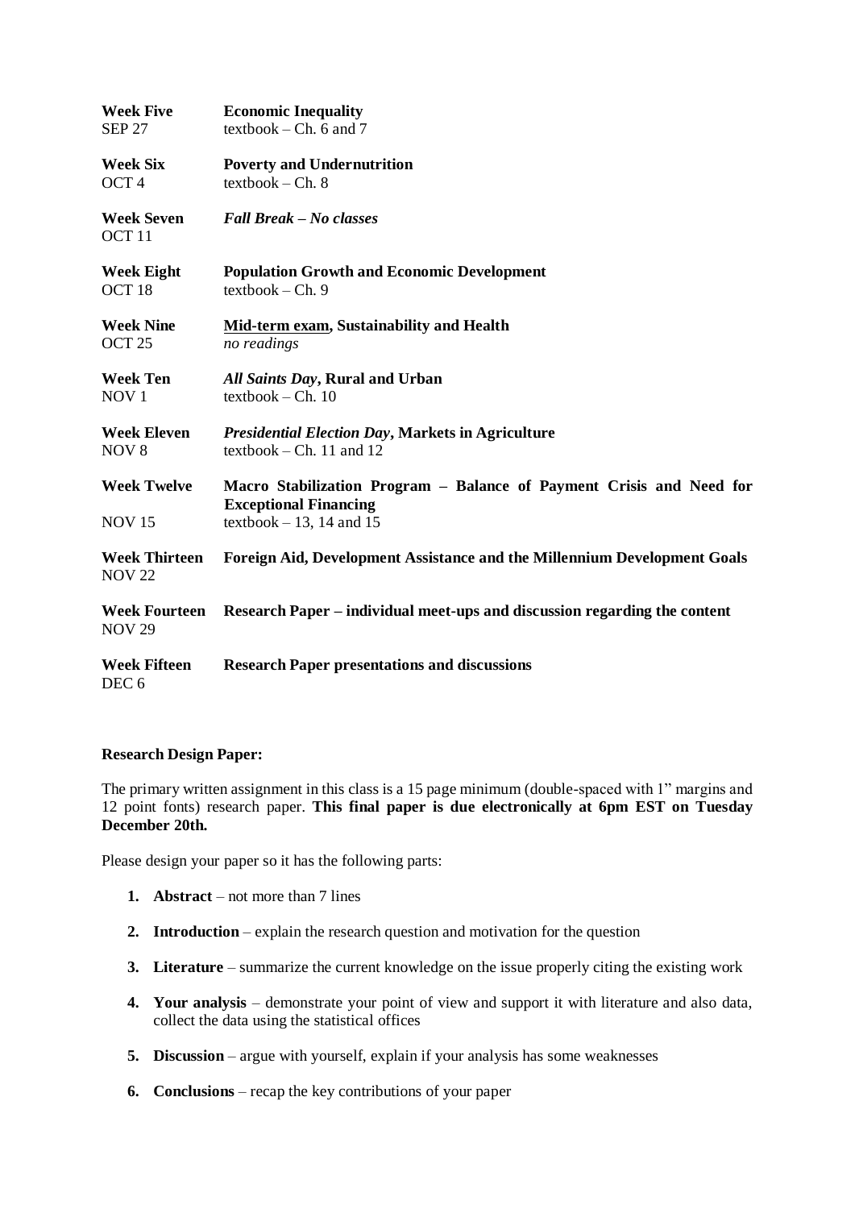| | |
|---|---|
| **Week Five**<br>SEP 27 | **Economic Inequality**<br>textbook – Ch. 6 and 7 |
| **Week Six**<br>OCT 4 | **Poverty and Undernutrition**<br>textbook – Ch. 8 |
| **Week Seven**<br>OCT 11 | ***Fall Break – No classes*** |
| **Week Eight**<br>OCT 18 | **Population Growth and Economic Development**<br>textbook – Ch. 9 |
| **Week Nine**<br>OCT 25 | **<u>Mid-term exam</u>, Sustainability and Health**<br>*no readings* |
| **Week Ten**<br>NOV 1 | ***All Saints Day*, Rural and Urban**<br>textbook – Ch. 10 |
| **Week Eleven**<br>NOV 8 | ***Presidential Election Day*, Markets in Agriculture**<br>textbook – Ch. 11 and 12 |
| **Week Twelve**<br>NOV 15 | **Macro Stabilization Program – Balance of Payment Crisis and Need for Exceptional Financing**<br>textbook – 13, 14 and 15 |
| **Week Thirteen**<br>NOV 22 | **Foreign Aid, Development Assistance and the Millennium Development Goals** |
| **Week Fourteen**<br>NOV 29 | **Research Paper – individual meet-ups and discussion regarding the content** |
| **Week Fifteen**<br>DEC 6 | **Research Paper presentations and discussions** |

**Research Design Paper:**

The primary written assignment in this class is a 15 page minimum (double-spaced with 1" margins and 12 point fonts) research paper. **This final paper is due electronically at 6pm EST on Tuesday December 20th.**

Please design your paper so it has the following parts:

1. **Abstract** – not more than 7 lines
2. **Introduction** – explain the research question and motivation for the question
3. **Literature** – summarize the current knowledge on the issue properly citing the existing work
4. **Your analysis** – demonstrate your point of view and support it with literature and also data, collect the data using the statistical offices
5. **Discussion** – argue with yourself, explain if your analysis has some weaknesses
6. **Conclusions** – recap the key contributions of your paper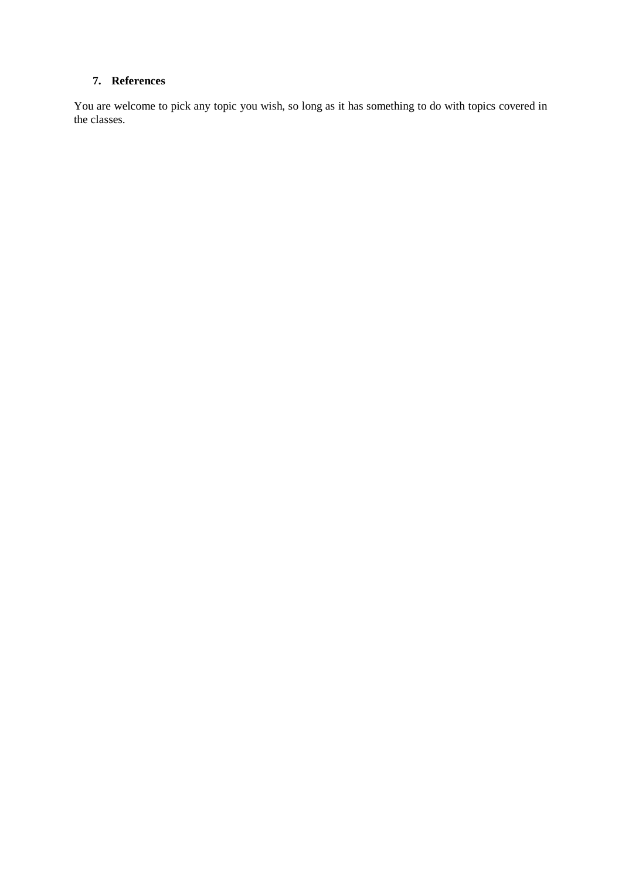## 7. References

You are welcome to pick any topic you wish, so long as it has something to do with topics covered in the classes.